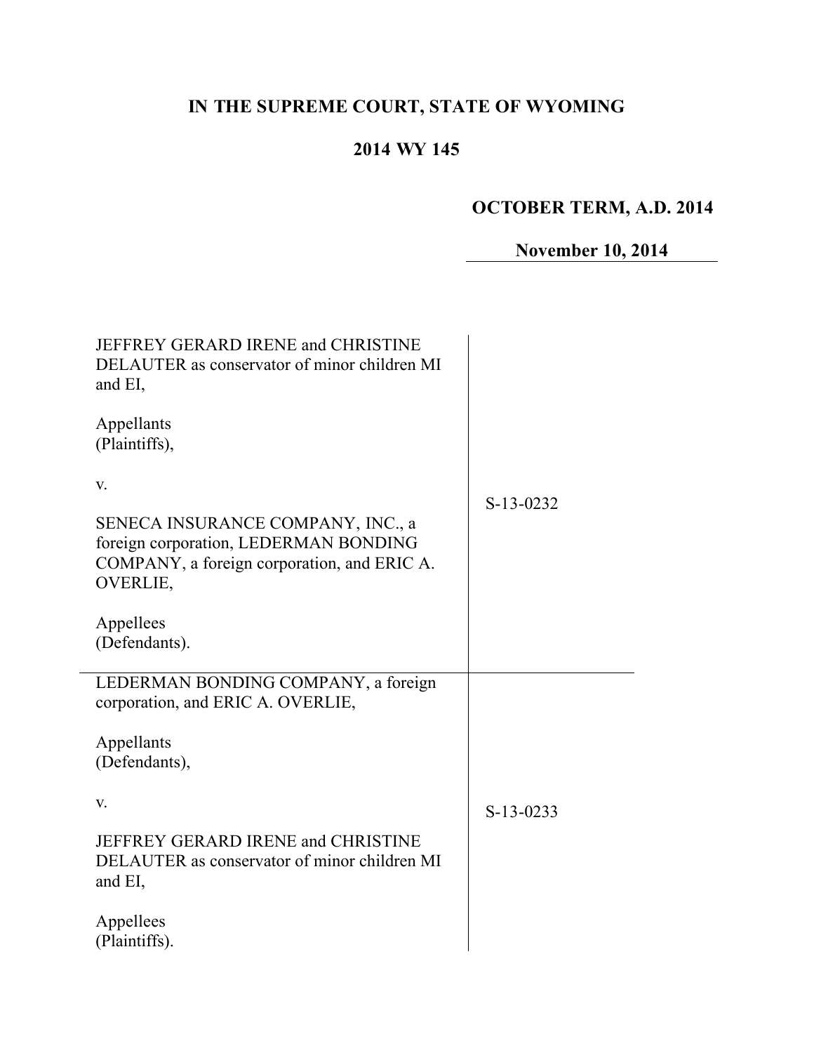# IN THE SUPREME COURT, STATE OF WYOMING

## 2014 WY 145

**OCTOBER TERM, A.D. 2014**

**November 10, 2014**

| | |
|---|---|
| JEFFREY GERARD IRENE and CHRISTINE DELAUTER as conservator of minor children MI and EI,<br><br>Appellants<br>(Plaintiffs),<br><br>v.<br><br>SENECA INSURANCE COMPANY, INC., a foreign corporation, LEDERMAN BONDING COMPANY, a foreign corporation, and ERIC A. OVERLIE,<br><br>Appellees<br>(Defendants). | S-13-0232 |
| LEDERMAN BONDING COMPANY, a foreign corporation, and ERIC A. OVERLIE,<br><br>Appellants<br>(Defendants),<br><br>v.<br><br>JEFFREY GERARD IRENE and CHRISTINE DELAUTER as conservator of minor children MI and EI,<br><br>Appellees<br>(Plaintiffs). | S-13-0233 |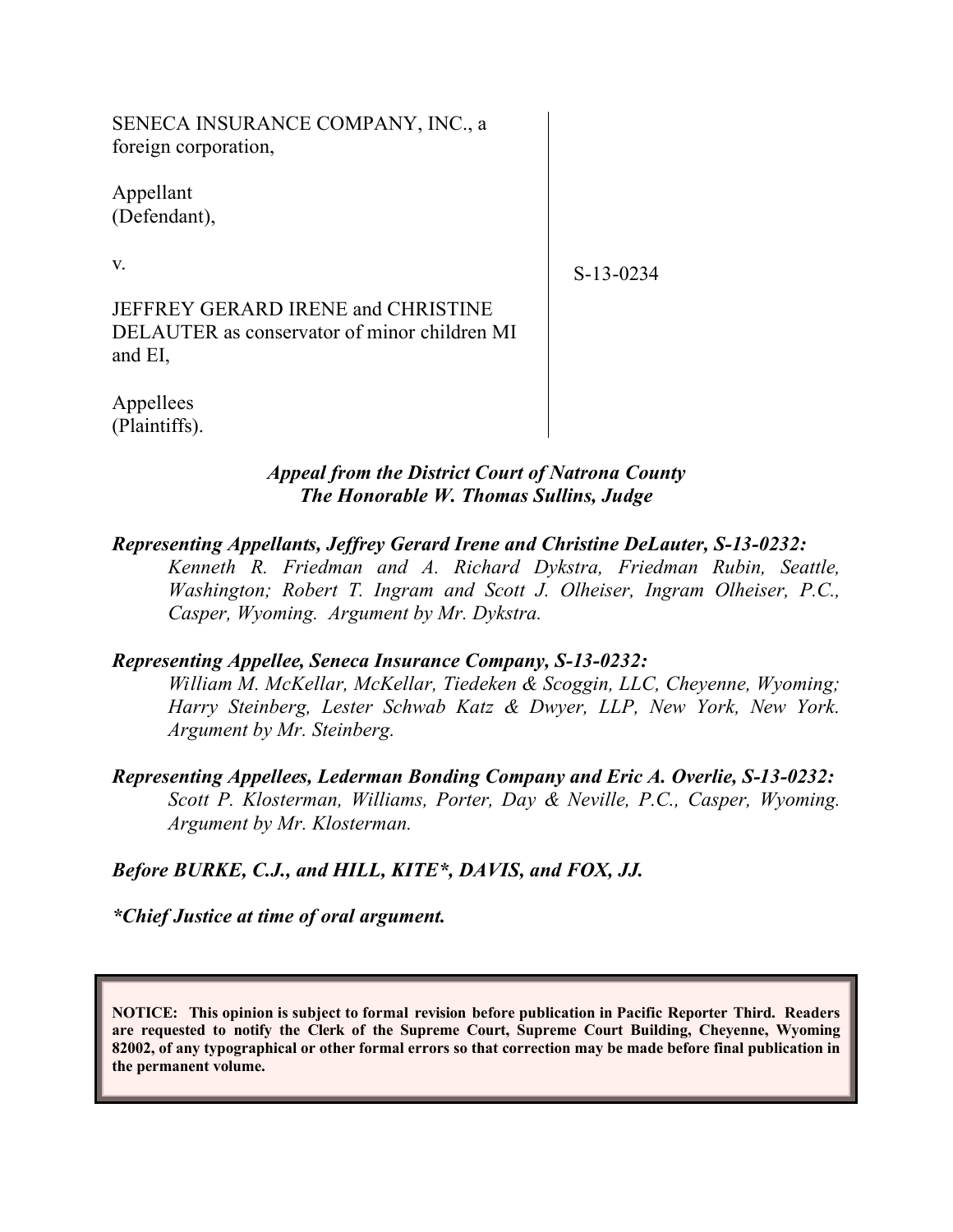SENECA INSURANCE COMPANY, INC., a foreign corporation,

Appellant
(Defendant),

v.

JEFFREY GERARD IRENE and CHRISTINE DELAUTER as conservator of minor children MI and EI,

Appellees
(Plaintiffs).

S-13-0234

*Appeal from the District Court of Natrona County*
*The Honorable W. Thomas Sullins, Judge*

***Representing Appellants, Jeffrey Gerard Irene and Christine DeLauter, S-13-0232:***
*Kenneth R. Friedman and A. Richard Dykstra, Friedman Rubin, Seattle, Washington; Robert T. Ingram and Scott J. Olheiser, Ingram Olheiser, P.C., Casper, Wyoming. Argument by Mr. Dykstra.*

***Representing Appellee, Seneca Insurance Company, S-13-0232:***
*William M. McKellar, McKellar, Tiedeken & Scoggin, LLC, Cheyenne, Wyoming; Harry Steinberg, Lester Schwab Katz & Dwyer, LLP, New York, New York. Argument by Mr. Steinberg.*

***Representing Appellees, Lederman Bonding Company and Eric A. Overlie, S-13-0232:***
*Scott P. Klosterman, Williams, Porter, Day & Neville, P.C., Casper, Wyoming. Argument by Mr. Klosterman.*

***Before BURKE, C.J., and HILL, KITE\*, DAVIS, and FOX, JJ.***

***\*Chief Justice at time of oral argument.***

**NOTICE: This opinion is subject to formal revision before publication in Pacific Reporter Third. Readers are requested to notify the Clerk of the Supreme Court, Supreme Court Building, Cheyenne, Wyoming 82002, of any typographical or other formal errors so that correction may be made before final publication in the permanent volume.**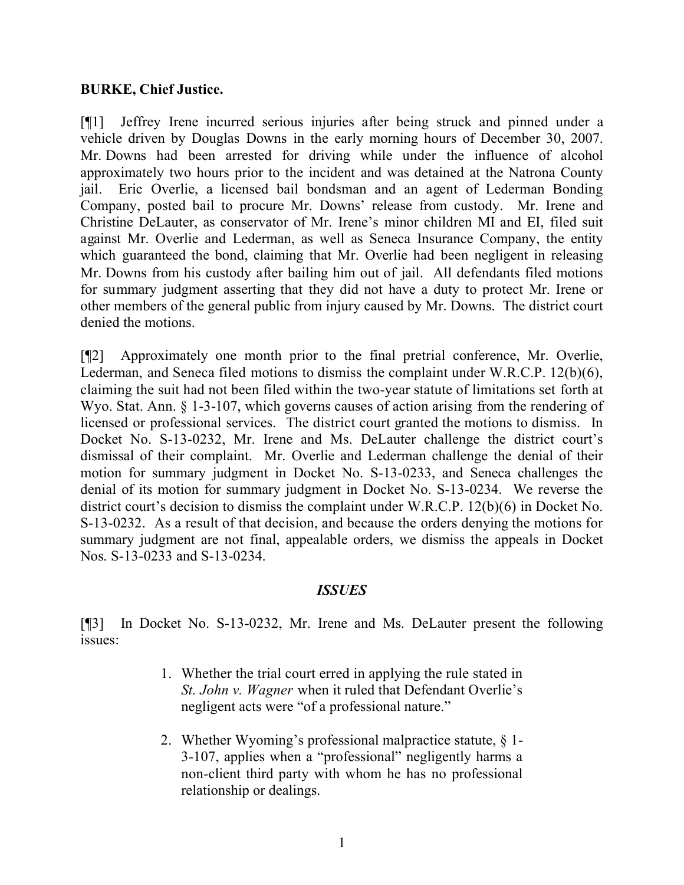**BURKE, Chief Justice.**

[¶1] Jeffrey Irene incurred serious injuries after being struck and pinned under a vehicle driven by Douglas Downs in the early morning hours of December 30, 2007. Mr. Downs had been arrested for driving while under the influence of alcohol approximately two hours prior to the incident and was detained at the Natrona County jail. Eric Overlie, a licensed bail bondsman and an agent of Lederman Bonding Company, posted bail to procure Mr. Downs' release from custody. Mr. Irene and Christine DeLauter, as conservator of Mr. Irene's minor children MI and EI, filed suit against Mr. Overlie and Lederman, as well as Seneca Insurance Company, the entity which guaranteed the bond, claiming that Mr. Overlie had been negligent in releasing Mr. Downs from his custody after bailing him out of jail. All defendants filed motions for summary judgment asserting that they did not have a duty to protect Mr. Irene or other members of the general public from injury caused by Mr. Downs. The district court denied the motions.

[¶2] Approximately one month prior to the final pretrial conference, Mr. Overlie, Lederman, and Seneca filed motions to dismiss the complaint under W.R.C.P. 12(b)(6), claiming the suit had not been filed within the two-year statute of limitations set forth at Wyo. Stat. Ann. § 1-3-107, which governs causes of action arising from the rendering of licensed or professional services. The district court granted the motions to dismiss. In Docket No. S-13-0232, Mr. Irene and Ms. DeLauter challenge the district court's dismissal of their complaint. Mr. Overlie and Lederman challenge the denial of their motion for summary judgment in Docket No. S-13-0233, and Seneca challenges the denial of its motion for summary judgment in Docket No. S-13-0234. We reverse the district court's decision to dismiss the complaint under W.R.C.P. 12(b)(6) in Docket No. S-13-0232. As a result of that decision, and because the orders denying the motions for summary judgment are not final, appealable orders, we dismiss the appeals in Docket Nos. S-13-0233 and S-13-0234.

## *ISSUES*

[¶3] In Docket No. S-13-0232, Mr. Irene and Ms. DeLauter present the following issues:

> 1. Whether the trial court erred in applying the rule stated in *St. John v. Wagner* when it ruled that Defendant Overlie's negligent acts were "of a professional nature."
>
> 2. Whether Wyoming's professional malpractice statute, § 1-3-107, applies when a "professional" negligently harms a non-client third party with whom he has no professional relationship or dealings.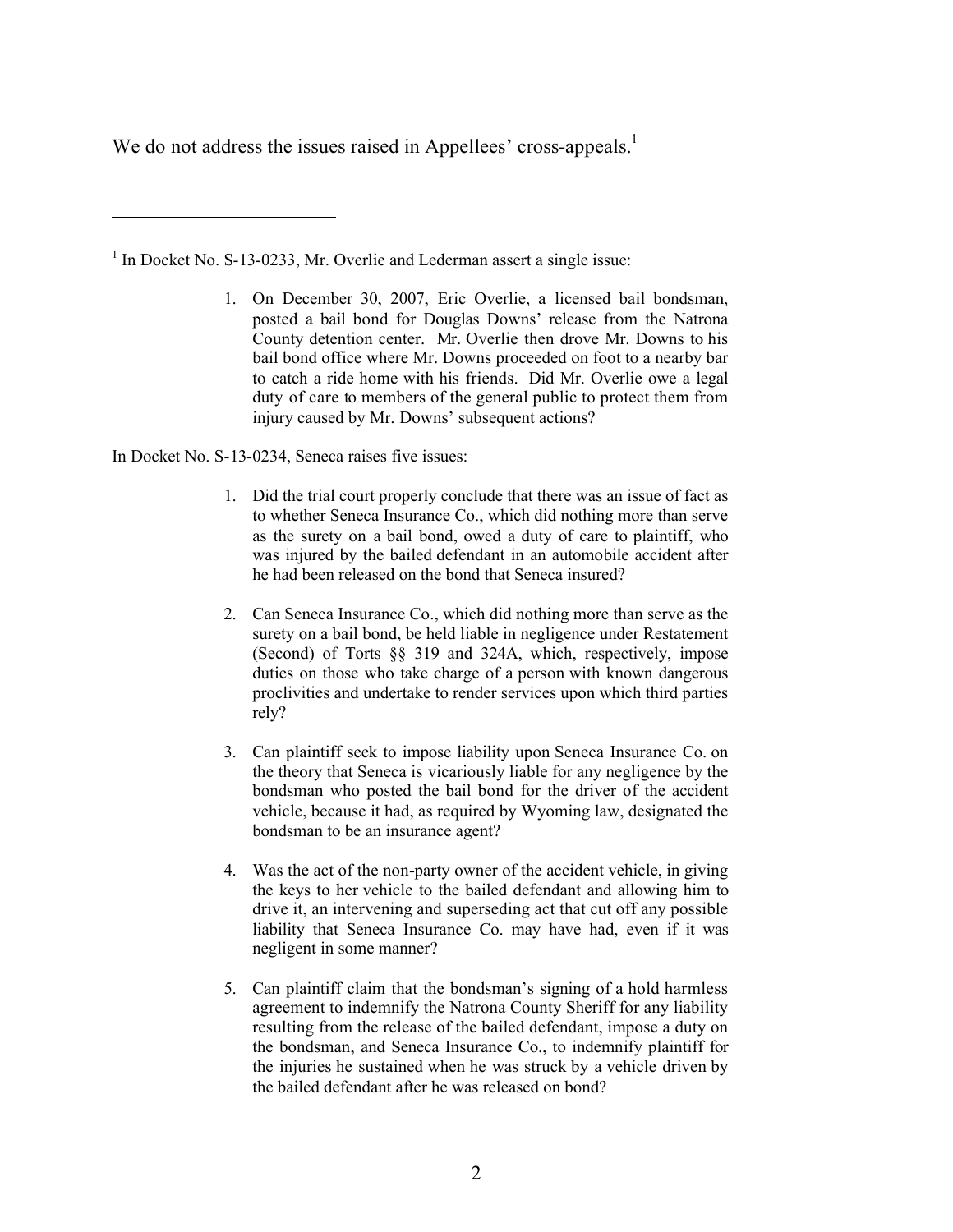We do not address the issues raised in Appellees' cross-appeals.[1]

---

[1] In Docket No. S-13-0233, Mr. Overlie and Lederman assert a single issue:

> 1. On December 30, 2007, Eric Overlie, a licensed bail bondsman, posted a bail bond for Douglas Downs' release from the Natrona County detention center. Mr. Overlie then drove Mr. Downs to his bail bond office where Mr. Downs proceeded on foot to a nearby bar to catch a ride home with his friends. Did Mr. Overlie owe a legal duty of care to members of the general public to protect them from injury caused by Mr. Downs' subsequent actions?

In Docket No. S-13-0234, Seneca raises five issues:

> 1. Did the trial court properly conclude that there was an issue of fact as to whether Seneca Insurance Co., which did nothing more than serve as the surety on a bail bond, owed a duty of care to plaintiff, who was injured by the bailed defendant in an automobile accident after he had been released on the bond that Seneca insured?
>
> 2. Can Seneca Insurance Co., which did nothing more than serve as the surety on a bail bond, be held liable in negligence under Restatement (Second) of Torts §§ 319 and 324A, which, respectively, impose duties on those who take charge of a person with known dangerous proclivities and undertake to render services upon which third parties rely?
>
> 3. Can plaintiff seek to impose liability upon Seneca Insurance Co. on the theory that Seneca is vicariously liable for any negligence by the bondsman who posted the bail bond for the driver of the accident vehicle, because it had, as required by Wyoming law, designated the bondsman to be an insurance agent?
>
> 4. Was the act of the non-party owner of the accident vehicle, in giving the keys to her vehicle to the bailed defendant and allowing him to drive it, an intervening and superseding act that cut off any possible liability that Seneca Insurance Co. may have had, even if it was negligent in some manner?
>
> 5. Can plaintiff claim that the bondsman's signing of a hold harmless agreement to indemnify the Natrona County Sheriff for any liability resulting from the release of the bailed defendant, impose a duty on the bondsman, and Seneca Insurance Co., to indemnify plaintiff for the injuries he sustained when he was struck by a vehicle driven by the bailed defendant after he was released on bond?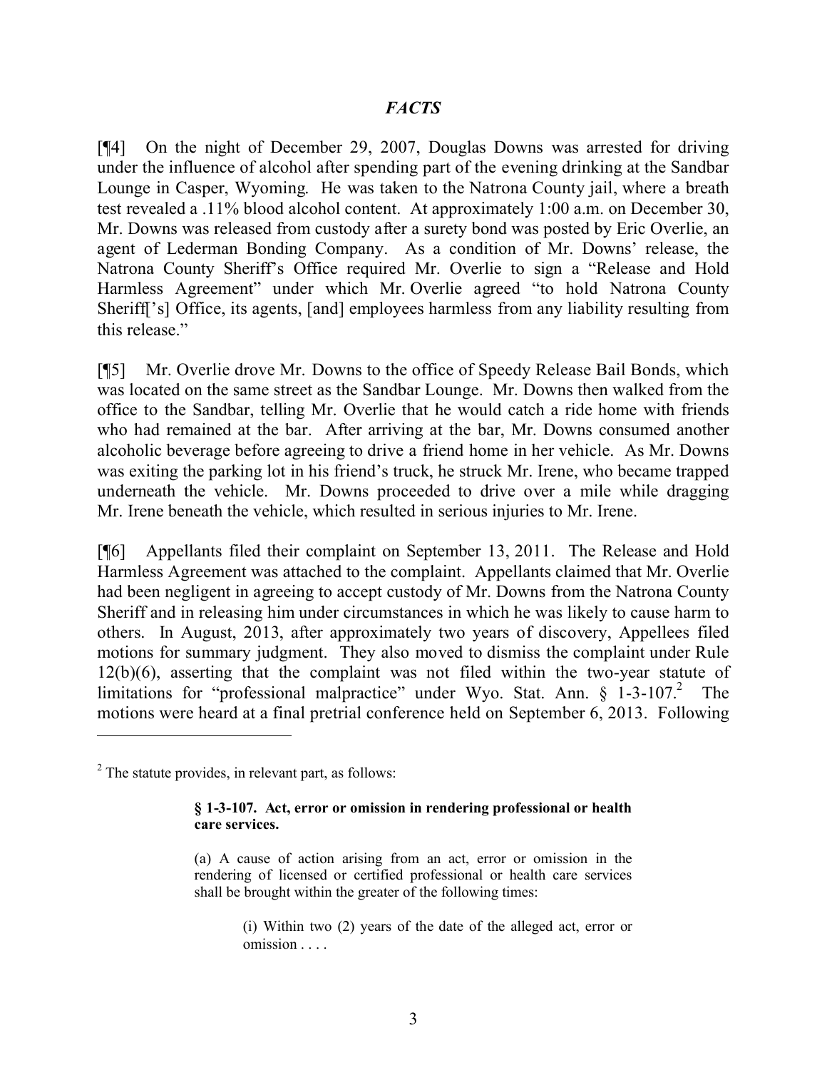## *FACTS*

[¶4] On the night of December 29, 2007, Douglas Downs was arrested for driving under the influence of alcohol after spending part of the evening drinking at the Sandbar Lounge in Casper, Wyoming. He was taken to the Natrona County jail, where a breath test revealed a .11% blood alcohol content. At approximately 1:00 a.m. on December 30, Mr. Downs was released from custody after a surety bond was posted by Eric Overlie, an agent of Lederman Bonding Company. As a condition of Mr. Downs' release, the Natrona County Sheriff's Office required Mr. Overlie to sign a "Release and Hold Harmless Agreement" under which Mr. Overlie agreed "to hold Natrona County Sheriff['s] Office, its agents, [and] employees harmless from any liability resulting from this release."

[¶5] Mr. Overlie drove Mr. Downs to the office of Speedy Release Bail Bonds, which was located on the same street as the Sandbar Lounge. Mr. Downs then walked from the office to the Sandbar, telling Mr. Overlie that he would catch a ride home with friends who had remained at the bar. After arriving at the bar, Mr. Downs consumed another alcoholic beverage before agreeing to drive a friend home in her vehicle. As Mr. Downs was exiting the parking lot in his friend's truck, he struck Mr. Irene, who became trapped underneath the vehicle. Mr. Downs proceeded to drive over a mile while dragging Mr. Irene beneath the vehicle, which resulted in serious injuries to Mr. Irene.

[¶6] Appellants filed their complaint on September 13, 2011. The Release and Hold Harmless Agreement was attached to the complaint. Appellants claimed that Mr. Overlie had been negligent in agreeing to accept custody of Mr. Downs from the Natrona County Sheriff and in releasing him under circumstances in which he was likely to cause harm to others. In August, 2013, after approximately two years of discovery, Appellees filed motions for summary judgment. They also moved to dismiss the complaint under Rule 12(b)(6), asserting that the complaint was not filed within the two-year statute of limitations for "professional malpractice" under Wyo. Stat. Ann. § 1-3-107.[2] The motions were heard at a final pretrial conference held on September 6, 2013. Following

---

[2] The statute provides, in relevant part, as follows:

> **§ 1-3-107. Act, error or omission in rendering professional or health care services.**
>
> (a) A cause of action arising from an act, error or omission in the rendering of licensed or certified professional or health care services shall be brought within the greater of the following times:
>
> > (i) Within two (2) years of the date of the alleged act, error or omission . . . .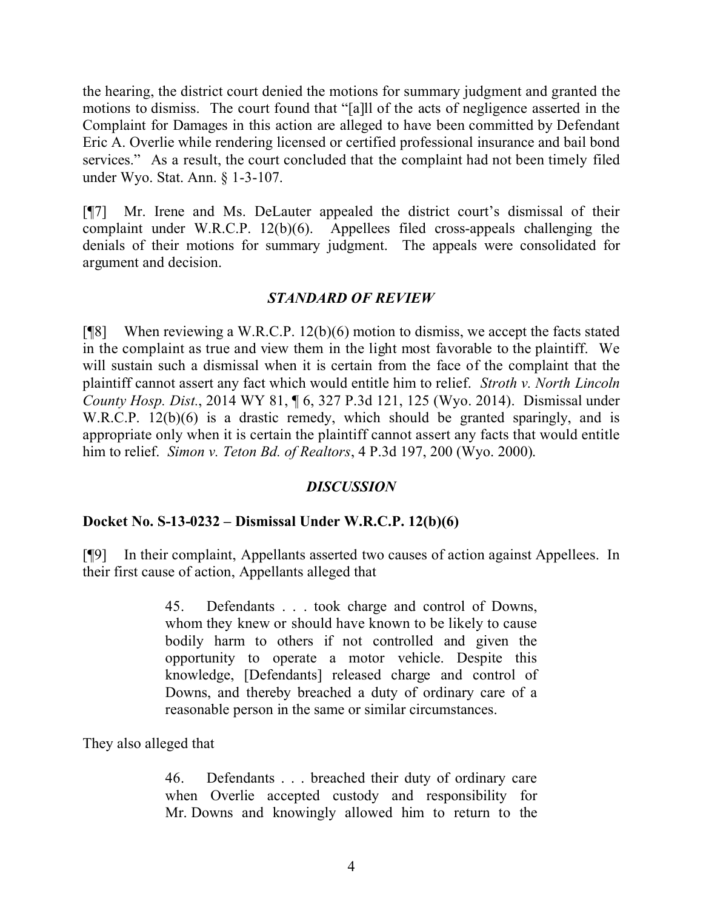the hearing, the district court denied the motions for summary judgment and granted the motions to dismiss. The court found that "[a]ll of the acts of negligence asserted in the Complaint for Damages in this action are alleged to have been committed by Defendant Eric A. Overlie while rendering licensed or certified professional insurance and bail bond services." As a result, the court concluded that the complaint had not been timely filed under Wyo. Stat. Ann. § 1-3-107.

[¶7] Mr. Irene and Ms. DeLauter appealed the district court's dismissal of their complaint under W.R.C.P. 12(b)(6). Appellees filed cross-appeals challenging the denials of their motions for summary judgment. The appeals were consolidated for argument and decision.

### *STANDARD OF REVIEW*

[¶8] When reviewing a W.R.C.P. 12(b)(6) motion to dismiss, we accept the facts stated in the complaint as true and view them in the light most favorable to the plaintiff. We will sustain such a dismissal when it is certain from the face of the complaint that the plaintiff cannot assert any fact which would entitle him to relief. *Stroth v. North Lincoln County Hosp. Dist.*, 2014 WY 81, ¶ 6, 327 P.3d 121, 125 (Wyo. 2014). Dismissal under W.R.C.P. 12(b)(6) is a drastic remedy, which should be granted sparingly, and is appropriate only when it is certain the plaintiff cannot assert any facts that would entitle him to relief. *Simon v. Teton Bd. of Realtors*, 4 P.3d 197, 200 (Wyo. 2000).

### *DISCUSSION*

**Docket No. S-13-0232 – Dismissal Under W.R.C.P. 12(b)(6)**

[¶9] In their complaint, Appellants asserted two causes of action against Appellees. In their first cause of action, Appellants alleged that

> 45. Defendants . . . took charge and control of Downs, whom they knew or should have known to be likely to cause bodily harm to others if not controlled and given the opportunity to operate a motor vehicle. Despite this knowledge, [Defendants] released charge and control of Downs, and thereby breached a duty of ordinary care of a reasonable person in the same or similar circumstances.

They also alleged that

> 46. Defendants . . . breached their duty of ordinary care when Overlie accepted custody and responsibility for Mr. Downs and knowingly allowed him to return to the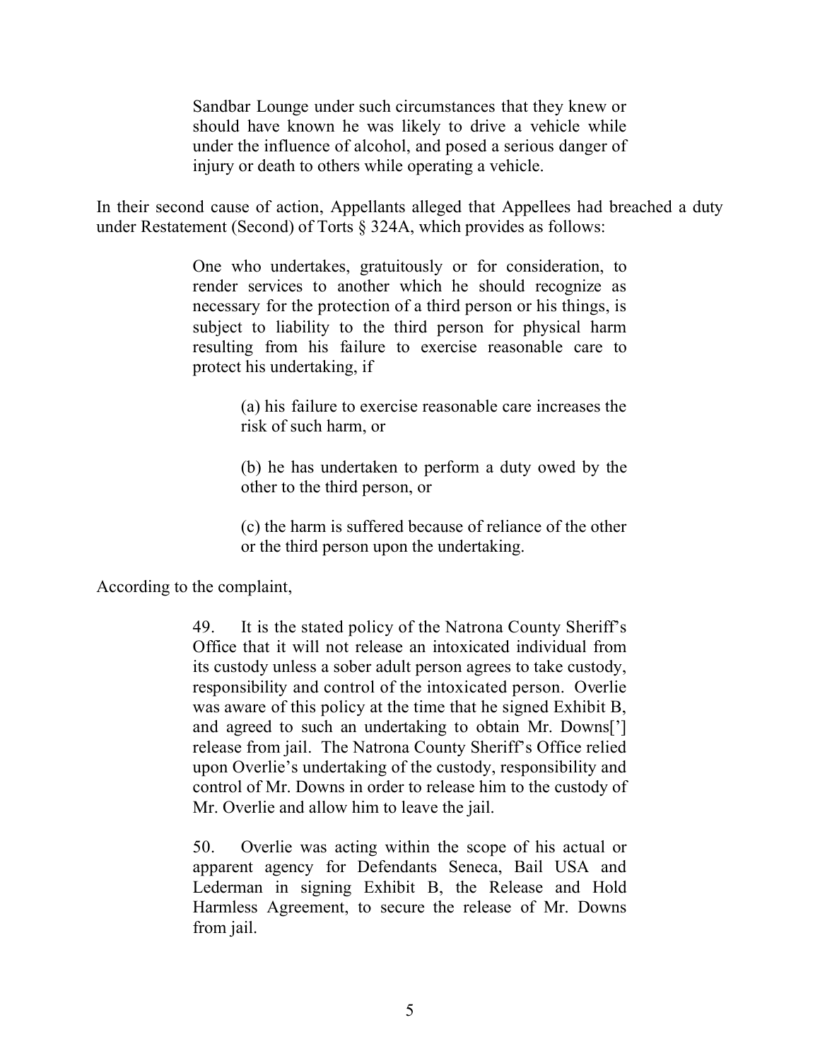> Sandbar Lounge under such circumstances that they knew or should have known he was likely to drive a vehicle while under the influence of alcohol, and posed a serious danger of injury or death to others while operating a vehicle.

In their second cause of action, Appellants alleged that Appellees had breached a duty under Restatement (Second) of Torts § 324A, which provides as follows:

> One who undertakes, gratuitously or for consideration, to render services to another which he should recognize as necessary for the protection of a third person or his things, is subject to liability to the third person for physical harm resulting from his failure to exercise reasonable care to protect his undertaking, if
>
> > (a) his failure to exercise reasonable care increases the risk of such harm, or
> >
> > (b) he has undertaken to perform a duty owed by the other to the third person, or
> >
> > (c) the harm is suffered because of reliance of the other or the third person upon the undertaking.

According to the complaint,

> 49. It is the stated policy of the Natrona County Sheriff's Office that it will not release an intoxicated individual from its custody unless a sober adult person agrees to take custody, responsibility and control of the intoxicated person. Overlie was aware of this policy at the time that he signed Exhibit B, and agreed to such an undertaking to obtain Mr. Downs['] release from jail. The Natrona County Sheriff's Office relied upon Overlie's undertaking of the custody, responsibility and control of Mr. Downs in order to release him to the custody of Mr. Overlie and allow him to leave the jail.
>
> 50. Overlie was acting within the scope of his actual or apparent agency for Defendants Seneca, Bail USA and Lederman in signing Exhibit B, the Release and Hold Harmless Agreement, to secure the release of Mr. Downs from jail.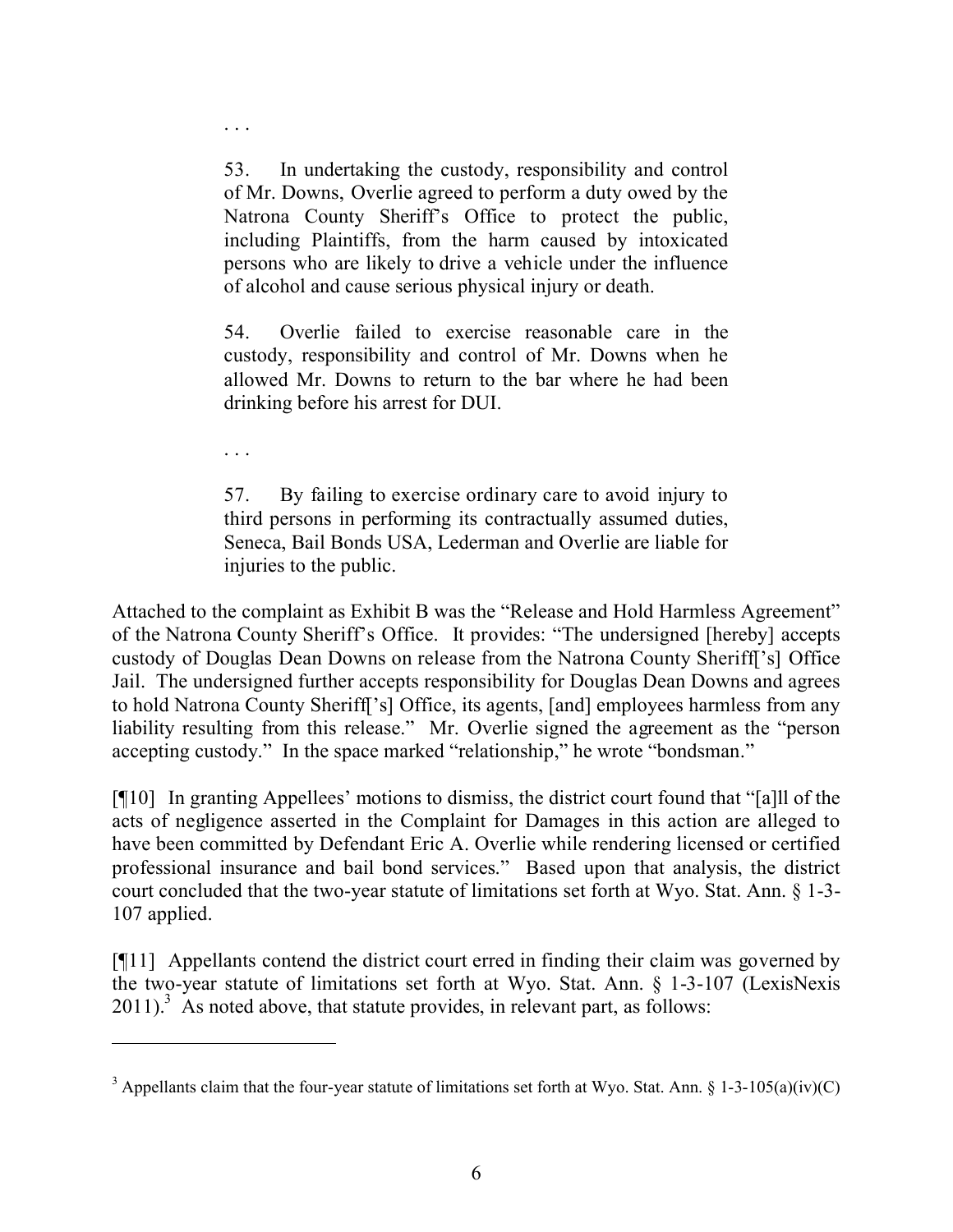> . . .
>
> 53. In undertaking the custody, responsibility and control of Mr. Downs, Overlie agreed to perform a duty owed by the Natrona County Sheriff's Office to protect the public, including Plaintiffs, from the harm caused by intoxicated persons who are likely to drive a vehicle under the influence of alcohol and cause serious physical injury or death.
>
> 54. Overlie failed to exercise reasonable care in the custody, responsibility and control of Mr. Downs when he allowed Mr. Downs to return to the bar where he had been drinking before his arrest for DUI.
>
> . . .
>
> 57. By failing to exercise ordinary care to avoid injury to third persons in performing its contractually assumed duties, Seneca, Bail Bonds USA, Lederman and Overlie are liable for injuries to the public.

Attached to the complaint as Exhibit B was the "Release and Hold Harmless Agreement" of the Natrona County Sheriff's Office. It provides: "The undersigned [hereby] accepts custody of Douglas Dean Downs on release from the Natrona County Sheriff['s] Office Jail. The undersigned further accepts responsibility for Douglas Dean Downs and agrees to hold Natrona County Sheriff['s] Office, its agents, [and] employees harmless from any liability resulting from this release." Mr. Overlie signed the agreement as the "person accepting custody." In the space marked "relationship," he wrote "bondsman."

[¶10] In granting Appellees' motions to dismiss, the district court found that "[a]ll of the acts of negligence asserted in the Complaint for Damages in this action are alleged to have been committed by Defendant Eric A. Overlie while rendering licensed or certified professional insurance and bail bond services." Based upon that analysis, the district court concluded that the two-year statute of limitations set forth at Wyo. Stat. Ann. § 1-3-107 applied.

[¶11] Appellants contend the district court erred in finding their claim was governed by the two-year statute of limitations set forth at Wyo. Stat. Ann. § 1-3-107 (LexisNexis 2011).[3] As noted above, that statute provides, in relevant part, as follows:

---

[3] Appellants claim that the four-year statute of limitations set forth at Wyo. Stat. Ann. § 1-3-105(a)(iv)(C)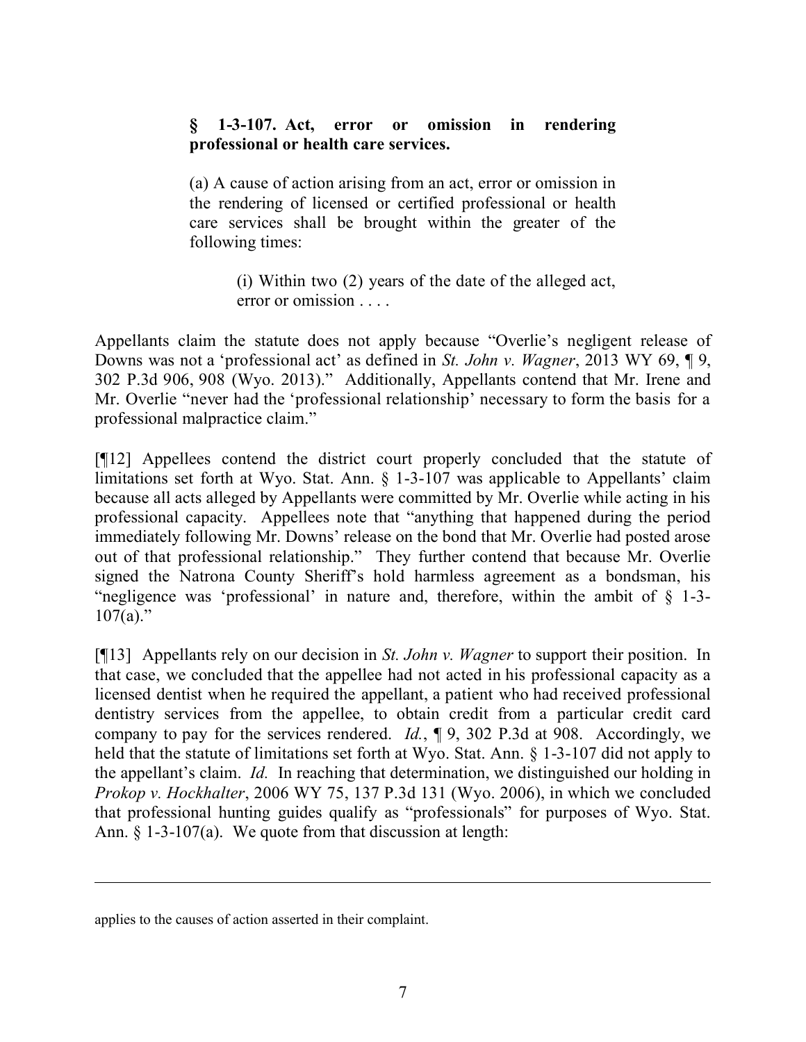> **§ 1-3-107. Act, error or omission in rendering professional or health care services.**
>
> (a) A cause of action arising from an act, error or omission in the rendering of licensed or certified professional or health care services shall be brought within the greater of the following times:
>
> > (i) Within two (2) years of the date of the alleged act, error or omission . . . .

Appellants claim the statute does not apply because "Overlie's negligent release of Downs was not a 'professional act' as defined in *St. John v. Wagner*, 2013 WY 69, ¶ 9, 302 P.3d 906, 908 (Wyo. 2013)." Additionally, Appellants contend that Mr. Irene and Mr. Overlie "never had the 'professional relationship' necessary to form the basis for a professional malpractice claim."

[¶12] Appellees contend the district court properly concluded that the statute of limitations set forth at Wyo. Stat. Ann. § 1-3-107 was applicable to Appellants' claim because all acts alleged by Appellants were committed by Mr. Overlie while acting in his professional capacity. Appellees note that "anything that happened during the period immediately following Mr. Downs' release on the bond that Mr. Overlie had posted arose out of that professional relationship." They further contend that because Mr. Overlie signed the Natrona County Sheriff's hold harmless agreement as a bondsman, his "negligence was 'professional' in nature and, therefore, within the ambit of § 1-3-107(a)."

[¶13] Appellants rely on our decision in *St. John v. Wagner* to support their position. In that case, we concluded that the appellee had not acted in his professional capacity as a licensed dentist when he required the appellant, a patient who had received professional dentistry services from the appellee, to obtain credit from a particular credit card company to pay for the services rendered. *Id.*, ¶ 9, 302 P.3d at 908. Accordingly, we held that the statute of limitations set forth at Wyo. Stat. Ann. § 1-3-107 did not apply to the appellant's claim. *Id.* In reaching that determination, we distinguished our holding in *Prokop v. Hockhalter*, 2006 WY 75, 137 P.3d 131 (Wyo. 2006), in which we concluded that professional hunting guides qualify as "professionals" for purposes of Wyo. Stat. Ann. § 1-3-107(a). We quote from that discussion at length:

---

applies to the causes of action asserted in their complaint.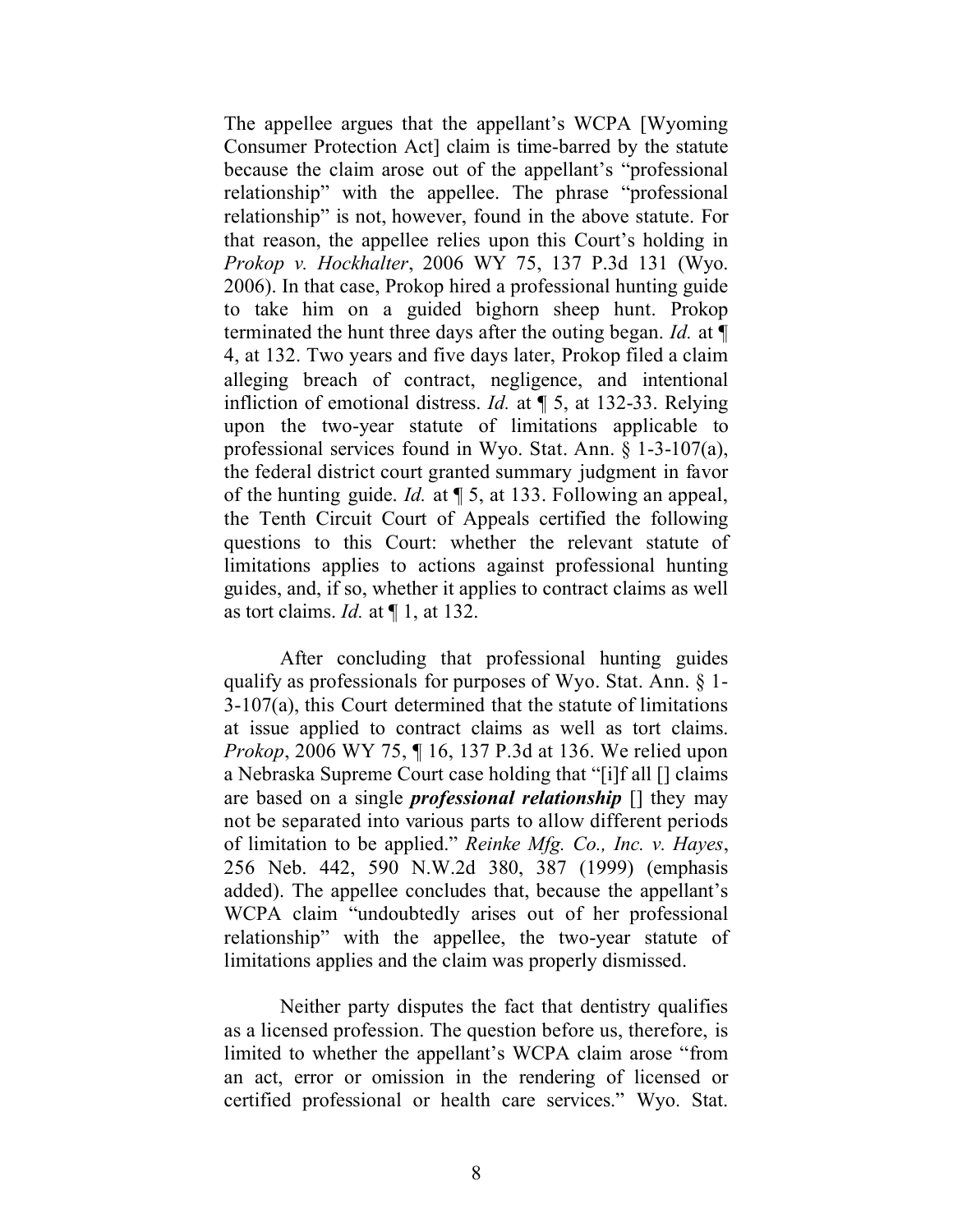The appellee argues that the appellant's WCPA [Wyoming Consumer Protection Act] claim is time-barred by the statute because the claim arose out of the appellant's "professional relationship" with the appellee. The phrase "professional relationship" is not, however, found in the above statute. For that reason, the appellee relies upon this Court's holding in *Prokop v. Hockhalter*, 2006 WY 75, 137 P.3d 131 (Wyo. 2006). In that case, Prokop hired a professional hunting guide to take him on a guided bighorn sheep hunt. Prokop terminated the hunt three days after the outing began. *Id.* at ¶ 4, at 132. Two years and five days later, Prokop filed a claim alleging breach of contract, negligence, and intentional infliction of emotional distress. *Id.* at ¶ 5, at 132-33. Relying upon the two-year statute of limitations applicable to professional services found in Wyo. Stat. Ann. § 1-3-107(a), the federal district court granted summary judgment in favor of the hunting guide. *Id.* at ¶ 5, at 133. Following an appeal, the Tenth Circuit Court of Appeals certified the following questions to this Court: whether the relevant statute of limitations applies to actions against professional hunting guides, and, if so, whether it applies to contract claims as well as tort claims. *Id.* at ¶ 1, at 132.

After concluding that professional hunting guides qualify as professionals for purposes of Wyo. Stat. Ann. § 1-3-107(a), this Court determined that the statute of limitations at issue applied to contract claims as well as tort claims. *Prokop*, 2006 WY 75, ¶ 16, 137 P.3d at 136. We relied upon a Nebraska Supreme Court case holding that "[i]f all [] claims are based on a single ***professional relationship*** [] they may not be separated into various parts to allow different periods of limitation to be applied." *Reinke Mfg. Co., Inc. v. Hayes*, 256 Neb. 442, 590 N.W.2d 380, 387 (1999) (emphasis added). The appellee concludes that, because the appellant's WCPA claim "undoubtedly arises out of her professional relationship" with the appellee, the two-year statute of limitations applies and the claim was properly dismissed.

Neither party disputes the fact that dentistry qualifies as a licensed profession. The question before us, therefore, is limited to whether the appellant's WCPA claim arose "from an act, error or omission in the rendering of licensed or certified professional or health care services." Wyo. Stat.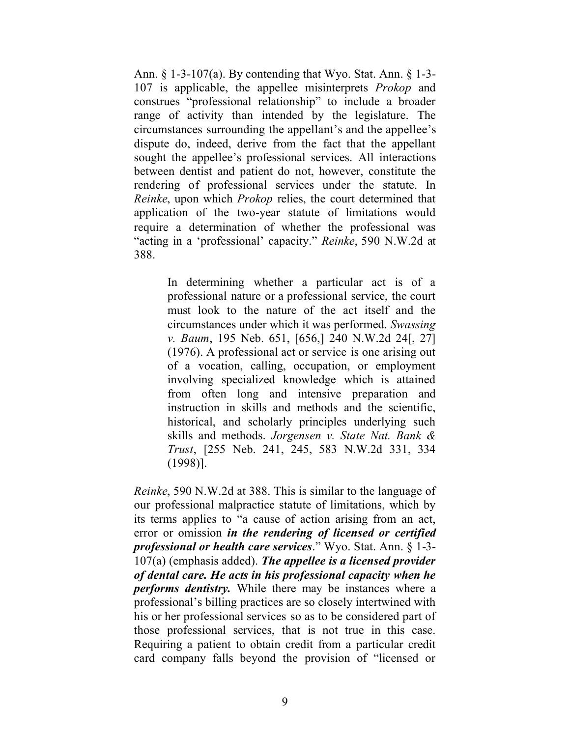Ann. § 1-3-107(a). By contending that Wyo. Stat. Ann. § 1-3-107 is applicable, the appellee misinterprets *Prokop* and construes "professional relationship" to include a broader range of activity than intended by the legislature. The circumstances surrounding the appellant's and the appellee's dispute do, indeed, derive from the fact that the appellant sought the appellee's professional services. All interactions between dentist and patient do not, however, constitute the rendering of professional services under the statute. In *Reinke*, upon which *Prokop* relies, the court determined that application of the two-year statute of limitations would require a determination of whether the professional was "acting in a 'professional' capacity." *Reinke*, 590 N.W.2d at 388.

> In determining whether a particular act is of a professional nature or a professional service, the court must look to the nature of the act itself and the circumstances under which it was performed. *Swassing v. Baum*, 195 Neb. 651, [656,] 240 N.W.2d 24[, 27] (1976). A professional act or service is one arising out of a vocation, calling, occupation, or employment involving specialized knowledge which is attained from often long and intensive preparation and instruction in skills and methods and the scientific, historical, and scholarly principles underlying such skills and methods. *Jorgensen v. State Nat. Bank & Trust*, [255 Neb. 241, 245, 583 N.W.2d 331, 334 (1998)].

*Reinke*, 590 N.W.2d at 388. This is similar to the language of our professional malpractice statute of limitations, which by its terms applies to "a cause of action arising from an act, error or omission ***in the rendering of licensed or certified professional or health care services***." Wyo. Stat. Ann. § 1-3-107(a) (emphasis added). ***The appellee is a licensed provider of dental care. He acts in his professional capacity when he performs dentistry.*** While there may be instances where a professional's billing practices are so closely intertwined with his or her professional services so as to be considered part of those professional services, that is not true in this case. Requiring a patient to obtain credit from a particular credit card company falls beyond the provision of "licensed or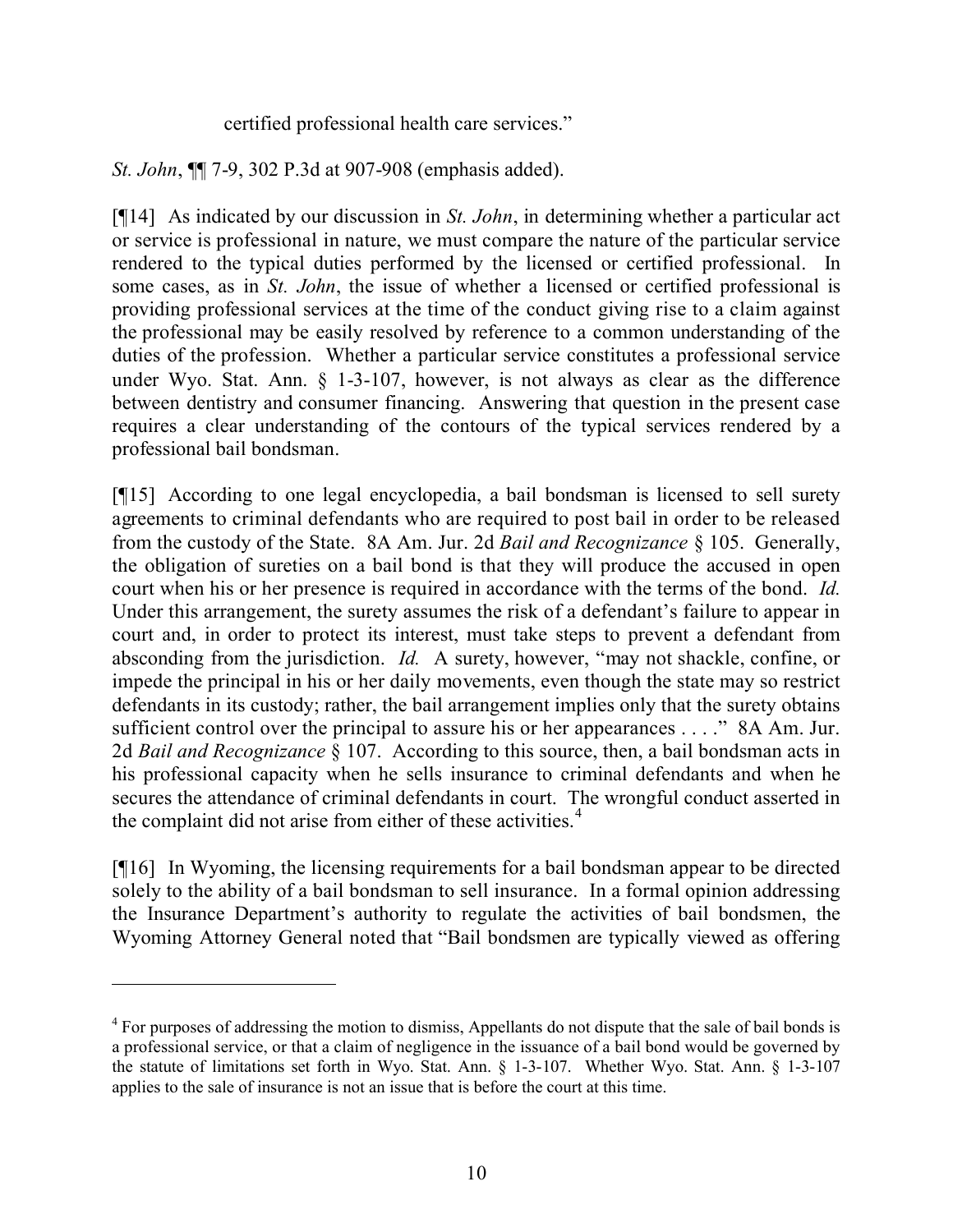certified professional health care services."

*St. John*, ¶¶ 7-9, 302 P.3d at 907-908 (emphasis added).

[¶14] As indicated by our discussion in *St. John*, in determining whether a particular act or service is professional in nature, we must compare the nature of the particular service rendered to the typical duties performed by the licensed or certified professional. In some cases, as in *St. John*, the issue of whether a licensed or certified professional is providing professional services at the time of the conduct giving rise to a claim against the professional may be easily resolved by reference to a common understanding of the duties of the profession. Whether a particular service constitutes a professional service under Wyo. Stat. Ann. § 1-3-107, however, is not always as clear as the difference between dentistry and consumer financing. Answering that question in the present case requires a clear understanding of the contours of the typical services rendered by a professional bail bondsman.

[¶15] According to one legal encyclopedia, a bail bondsman is licensed to sell surety agreements to criminal defendants who are required to post bail in order to be released from the custody of the State. 8A Am. Jur. 2d *Bail and Recognizance* § 105. Generally, the obligation of sureties on a bail bond is that they will produce the accused in open court when his or her presence is required in accordance with the terms of the bond. *Id.* Under this arrangement, the surety assumes the risk of a defendant's failure to appear in court and, in order to protect its interest, must take steps to prevent a defendant from absconding from the jurisdiction. *Id.* A surety, however, "may not shackle, confine, or impede the principal in his or her daily movements, even though the state may so restrict defendants in its custody; rather, the bail arrangement implies only that the surety obtains sufficient control over the principal to assure his or her appearances . . . ." 8A Am. Jur. 2d *Bail and Recognizance* § 107. According to this source, then, a bail bondsman acts in his professional capacity when he sells insurance to criminal defendants and when he secures the attendance of criminal defendants in court. The wrongful conduct asserted in the complaint did not arise from either of these activities.[4]

[¶16] In Wyoming, the licensing requirements for a bail bondsman appear to be directed solely to the ability of a bail bondsman to sell insurance. In a formal opinion addressing the Insurance Department's authority to regulate the activities of bail bondsmen, the Wyoming Attorney General noted that "Bail bondsmen are typically viewed as offering

---

[4] For purposes of addressing the motion to dismiss, Appellants do not dispute that the sale of bail bonds is a professional service, or that a claim of negligence in the issuance of a bail bond would be governed by the statute of limitations set forth in Wyo. Stat. Ann. § 1-3-107. Whether Wyo. Stat. Ann. § 1-3-107 applies to the sale of insurance is not an issue that is before the court at this time.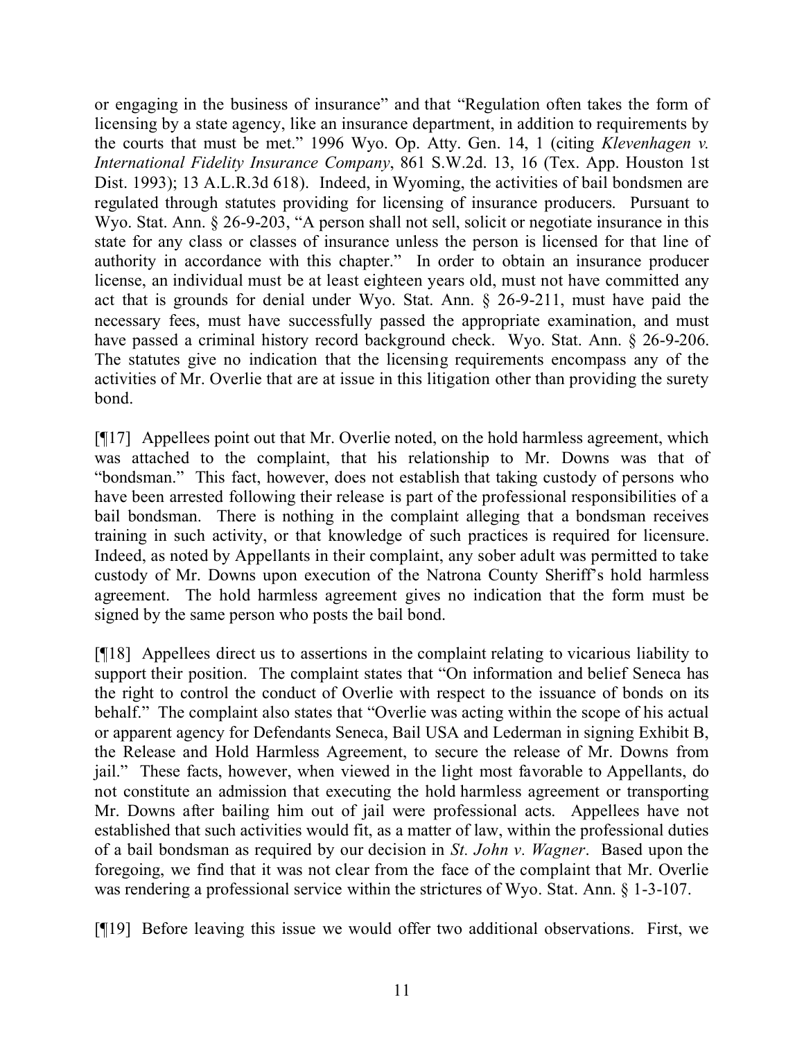or engaging in the business of insurance" and that "Regulation often takes the form of licensing by a state agency, like an insurance department, in addition to requirements by the courts that must be met." 1996 Wyo. Op. Atty. Gen. 14, 1 (citing *Klevenhagen v. International Fidelity Insurance Company*, 861 S.W.2d. 13, 16 (Tex. App. Houston 1st Dist. 1993); 13 A.L.R.3d 618). Indeed, in Wyoming, the activities of bail bondsmen are regulated through statutes providing for licensing of insurance producers. Pursuant to Wyo. Stat. Ann. § 26-9-203, "A person shall not sell, solicit or negotiate insurance in this state for any class or classes of insurance unless the person is licensed for that line of authority in accordance with this chapter." In order to obtain an insurance producer license, an individual must be at least eighteen years old, must not have committed any act that is grounds for denial under Wyo. Stat. Ann. § 26-9-211, must have paid the necessary fees, must have successfully passed the appropriate examination, and must have passed a criminal history record background check. Wyo. Stat. Ann. § 26-9-206. The statutes give no indication that the licensing requirements encompass any of the activities of Mr. Overlie that are at issue in this litigation other than providing the surety bond.

[¶17] Appellees point out that Mr. Overlie noted, on the hold harmless agreement, which was attached to the complaint, that his relationship to Mr. Downs was that of "bondsman." This fact, however, does not establish that taking custody of persons who have been arrested following their release is part of the professional responsibilities of a bail bondsman. There is nothing in the complaint alleging that a bondsman receives training in such activity, or that knowledge of such practices is required for licensure. Indeed, as noted by Appellants in their complaint, any sober adult was permitted to take custody of Mr. Downs upon execution of the Natrona County Sheriff's hold harmless agreement. The hold harmless agreement gives no indication that the form must be signed by the same person who posts the bail bond.

[¶18] Appellees direct us to assertions in the complaint relating to vicarious liability to support their position. The complaint states that "On information and belief Seneca has the right to control the conduct of Overlie with respect to the issuance of bonds on its behalf." The complaint also states that "Overlie was acting within the scope of his actual or apparent agency for Defendants Seneca, Bail USA and Lederman in signing Exhibit B, the Release and Hold Harmless Agreement, to secure the release of Mr. Downs from jail." These facts, however, when viewed in the light most favorable to Appellants, do not constitute an admission that executing the hold harmless agreement or transporting Mr. Downs after bailing him out of jail were professional acts. Appellees have not established that such activities would fit, as a matter of law, within the professional duties of a bail bondsman as required by our decision in *St. John v. Wagner*. Based upon the foregoing, we find that it was not clear from the face of the complaint that Mr. Overlie was rendering a professional service within the strictures of Wyo. Stat. Ann. § 1-3-107.

[¶19] Before leaving this issue we would offer two additional observations. First, we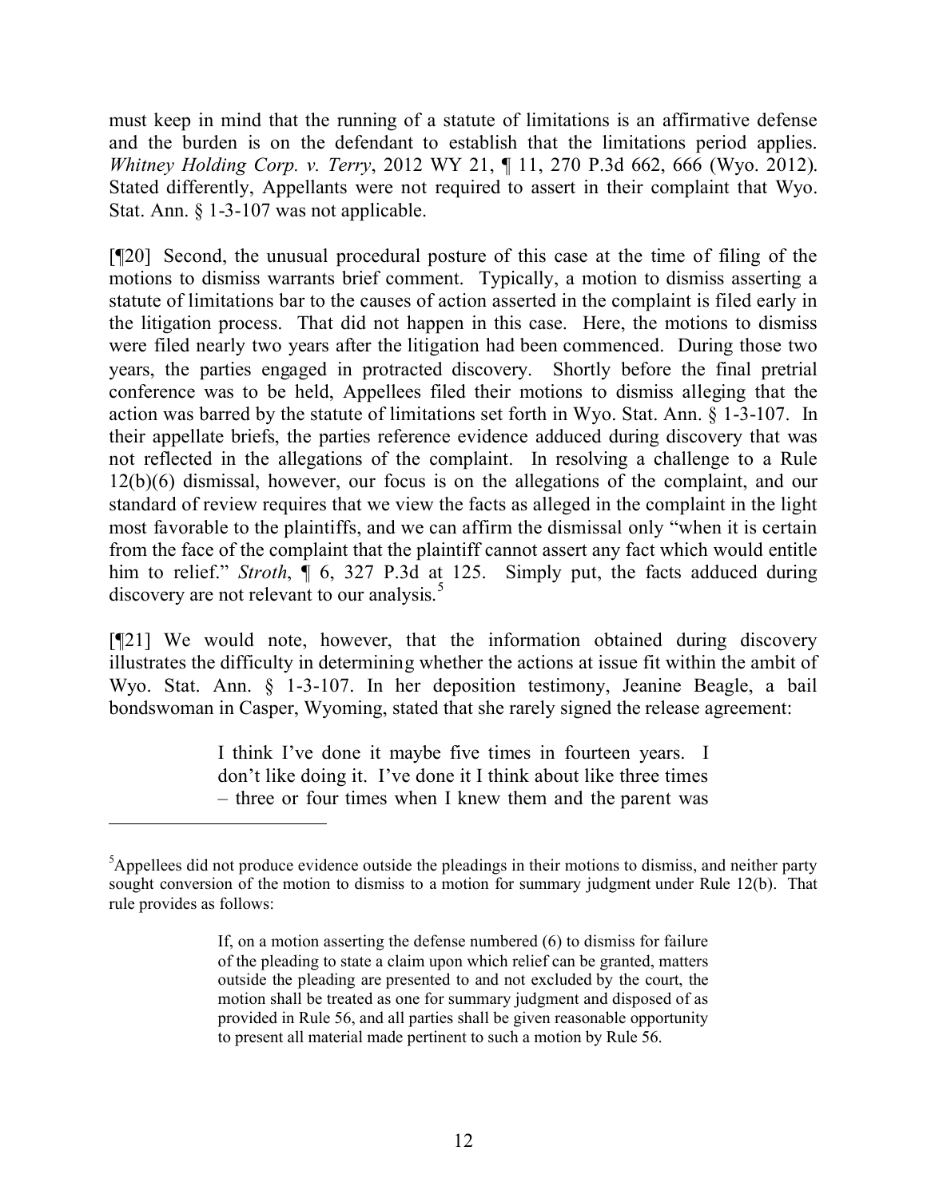must keep in mind that the running of a statute of limitations is an affirmative defense and the burden is on the defendant to establish that the limitations period applies. *Whitney Holding Corp. v. Terry*, 2012 WY 21, ¶ 11, 270 P.3d 662, 666 (Wyo. 2012). Stated differently, Appellants were not required to assert in their complaint that Wyo. Stat. Ann. § 1-3-107 was not applicable.

[¶20] Second, the unusual procedural posture of this case at the time of filing of the motions to dismiss warrants brief comment. Typically, a motion to dismiss asserting a statute of limitations bar to the causes of action asserted in the complaint is filed early in the litigation process. That did not happen in this case. Here, the motions to dismiss were filed nearly two years after the litigation had been commenced. During those two years, the parties engaged in protracted discovery. Shortly before the final pretrial conference was to be held, Appellees filed their motions to dismiss alleging that the action was barred by the statute of limitations set forth in Wyo. Stat. Ann. § 1-3-107. In their appellate briefs, the parties reference evidence adduced during discovery that was not reflected in the allegations of the complaint. In resolving a challenge to a Rule 12(b)(6) dismissal, however, our focus is on the allegations of the complaint, and our standard of review requires that we view the facts as alleged in the complaint in the light most favorable to the plaintiffs, and we can affirm the dismissal only "when it is certain from the face of the complaint that the plaintiff cannot assert any fact which would entitle him to relief." *Stroth*, ¶ 6, 327 P.3d at 125. Simply put, the facts adduced during discovery are not relevant to our analysis.[5]

[¶21] We would note, however, that the information obtained during discovery illustrates the difficulty in determining whether the actions at issue fit within the ambit of Wyo. Stat. Ann. § 1-3-107. In her deposition testimony, Jeanine Beagle, a bail bondswoman in Casper, Wyoming, stated that she rarely signed the release agreement:

> I think I've done it maybe five times in fourteen years. I don't like doing it. I've done it I think about like three times – three or four times when I knew them and the parent was

---

[5]Appellees did not produce evidence outside the pleadings in their motions to dismiss, and neither party sought conversion of the motion to dismiss to a motion for summary judgment under Rule 12(b). That rule provides as follows:

> If, on a motion asserting the defense numbered (6) to dismiss for failure of the pleading to state a claim upon which relief can be granted, matters outside the pleading are presented to and not excluded by the court, the motion shall be treated as one for summary judgment and disposed of as provided in Rule 56, and all parties shall be given reasonable opportunity to present all material made pertinent to such a motion by Rule 56.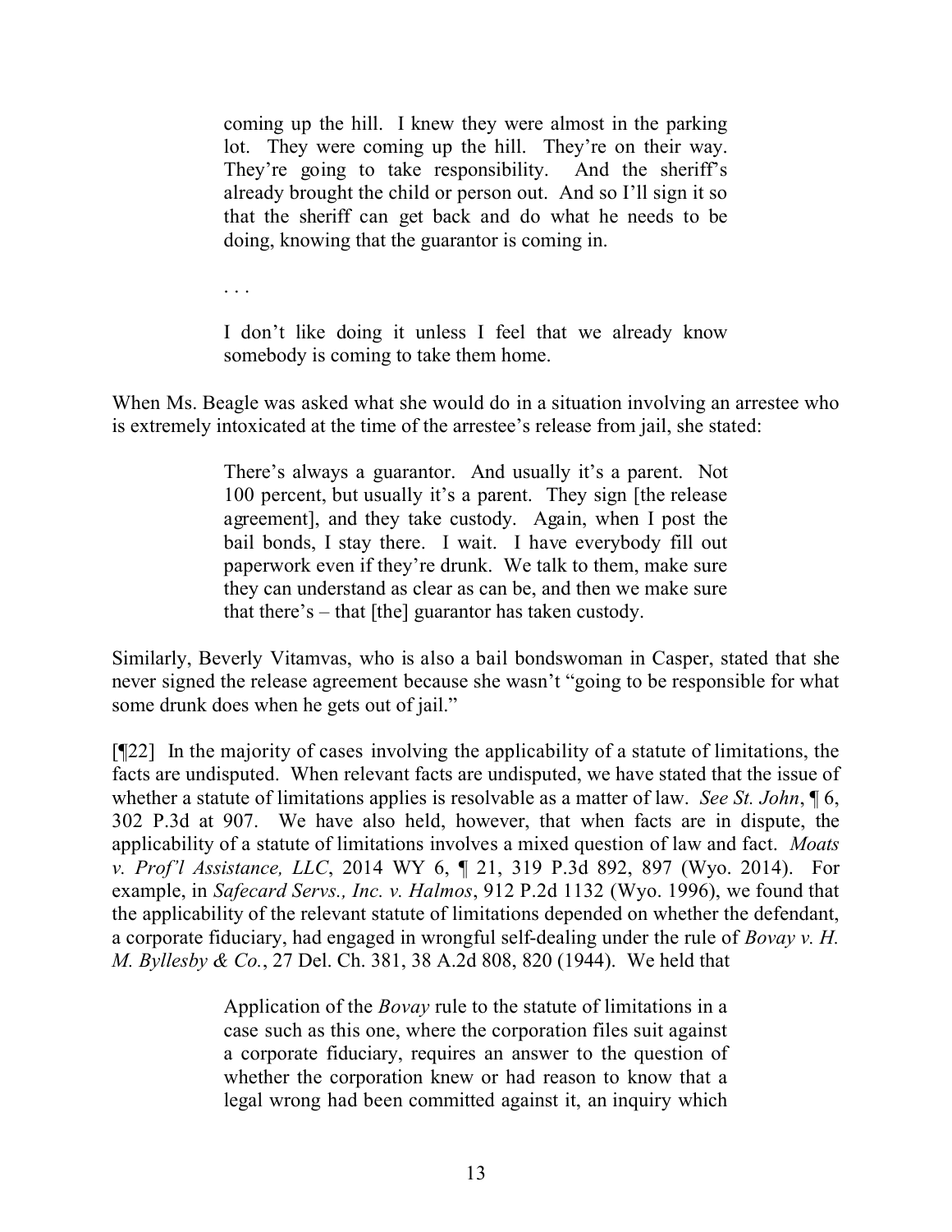> coming up the hill. I knew they were almost in the parking lot. They were coming up the hill. They're on their way. They're going to take responsibility. And the sheriff's already brought the child or person out. And so I'll sign it so that the sheriff can get back and do what he needs to be doing, knowing that the guarantor is coming in.
>
> . . .
>
> I don't like doing it unless I feel that we already know somebody is coming to take them home.

When Ms. Beagle was asked what she would do in a situation involving an arrestee who is extremely intoxicated at the time of the arrestee's release from jail, she stated:

> There's always a guarantor. And usually it's a parent. Not 100 percent, but usually it's a parent. They sign [the release agreement], and they take custody. Again, when I post the bail bonds, I stay there. I wait. I have everybody fill out paperwork even if they're drunk. We talk to them, make sure they can understand as clear as can be, and then we make sure that there's – that [the] guarantor has taken custody.

Similarly, Beverly Vitamvas, who is also a bail bondswoman in Casper, stated that she never signed the release agreement because she wasn't "going to be responsible for what some drunk does when he gets out of jail."

[¶22] In the majority of cases involving the applicability of a statute of limitations, the facts are undisputed. When relevant facts are undisputed, we have stated that the issue of whether a statute of limitations applies is resolvable as a matter of law. *See St. John*, ¶ 6, 302 P.3d at 907. We have also held, however, that when facts are in dispute, the applicability of a statute of limitations involves a mixed question of law and fact. *Moats v. Prof'l Assistance, LLC*, 2014 WY 6, ¶ 21, 319 P.3d 892, 897 (Wyo. 2014). For example, in *Safecard Servs., Inc. v. Halmos*, 912 P.2d 1132 (Wyo. 1996), we found that the applicability of the relevant statute of limitations depended on whether the defendant, a corporate fiduciary, had engaged in wrongful self-dealing under the rule of *Bovay v. H. M. Byllesby & Co.*, 27 Del. Ch. 381, 38 A.2d 808, 820 (1944). We held that

> Application of the *Bovay* rule to the statute of limitations in a case such as this one, where the corporation files suit against a corporate fiduciary, requires an answer to the question of whether the corporation knew or had reason to know that a legal wrong had been committed against it, an inquiry which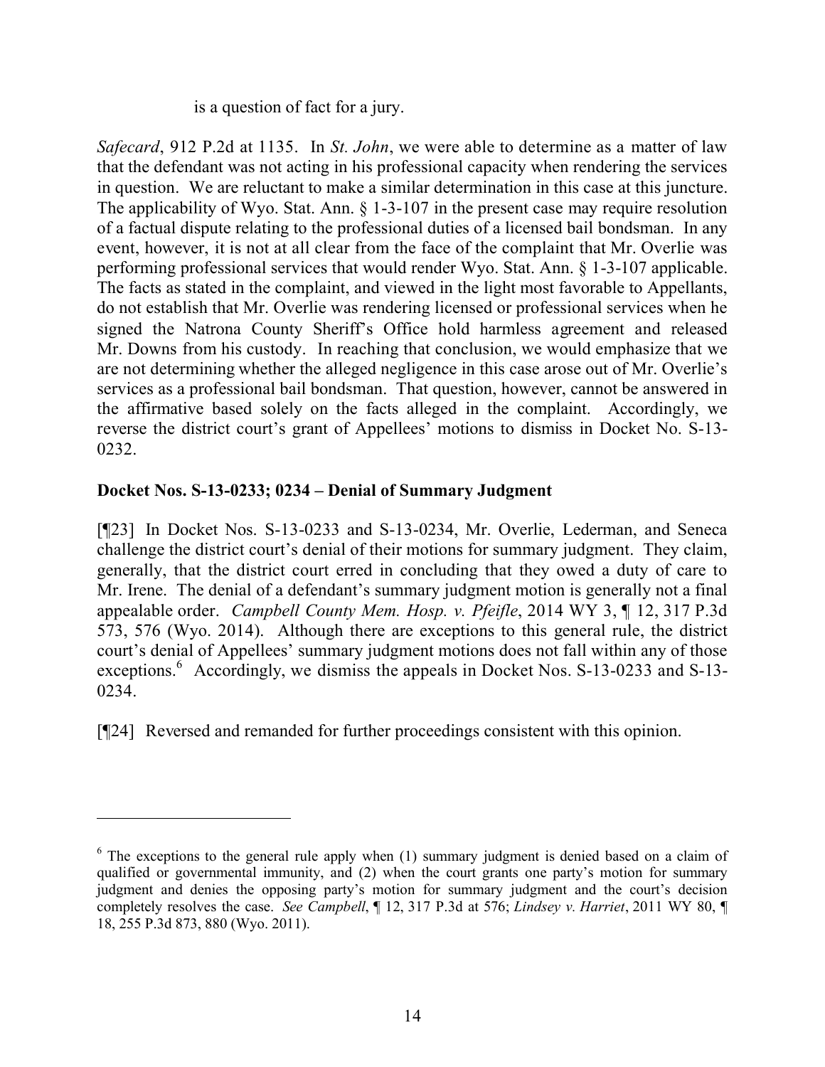is a question of fact for a jury.

*Safecard*, 912 P.2d at 1135. In *St. John*, we were able to determine as a matter of law that the defendant was not acting in his professional capacity when rendering the services in question. We are reluctant to make a similar determination in this case at this juncture. The applicability of Wyo. Stat. Ann. § 1-3-107 in the present case may require resolution of a factual dispute relating to the professional duties of a licensed bail bondsman. In any event, however, it is not at all clear from the face of the complaint that Mr. Overlie was performing professional services that would render Wyo. Stat. Ann. § 1-3-107 applicable. The facts as stated in the complaint, and viewed in the light most favorable to Appellants, do not establish that Mr. Overlie was rendering licensed or professional services when he signed the Natrona County Sheriff's Office hold harmless agreement and released Mr. Downs from his custody. In reaching that conclusion, we would emphasize that we are not determining whether the alleged negligence in this case arose out of Mr. Overlie's services as a professional bail bondsman. That question, however, cannot be answered in the affirmative based solely on the facts alleged in the complaint. Accordingly, we reverse the district court's grant of Appellees' motions to dismiss in Docket No. S-13-0232.

**Docket Nos. S-13-0233; 0234 – Denial of Summary Judgment**

[¶23] In Docket Nos. S-13-0233 and S-13-0234, Mr. Overlie, Lederman, and Seneca challenge the district court's denial of their motions for summary judgment. They claim, generally, that the district court erred in concluding that they owed a duty of care to Mr. Irene. The denial of a defendant's summary judgment motion is generally not a final appealable order. *Campbell County Mem. Hosp. v. Pfeifle*, 2014 WY 3, ¶ 12, 317 P.3d 573, 576 (Wyo. 2014). Although there are exceptions to this general rule, the district court's denial of Appellees' summary judgment motions does not fall within any of those exceptions.[6] Accordingly, we dismiss the appeals in Docket Nos. S-13-0233 and S-13-0234.

[¶24] Reversed and remanded for further proceedings consistent with this opinion.

---

[6] The exceptions to the general rule apply when (1) summary judgment is denied based on a claim of qualified or governmental immunity, and (2) when the court grants one party's motion for summary judgment and denies the opposing party's motion for summary judgment and the court's decision completely resolves the case. *See Campbell*, ¶ 12, 317 P.3d at 576; *Lindsey v. Harriet*, 2011 WY 80, ¶ 18, 255 P.3d 873, 880 (Wyo. 2011).